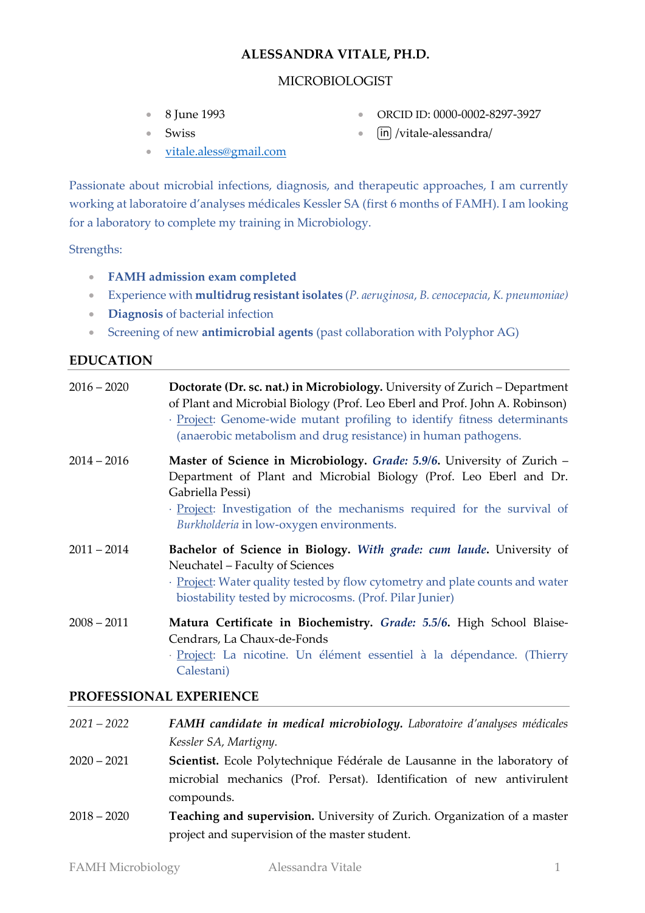# ALESSANDRA VITALE, PH.D.

MICROBIOLOGIST

- 8 June 1993
- Swiss
- vitale.aless@gmail.com
- ORCID ID: 0000-0002-8297-3927
- in /vitale-alessandra/

Passionate about microbial infections, diagnosis, and therapeutic approaches, I am currently working at laboratoire d'analyses médicales Kessler SA (first 6 months of FAMH). I am looking for a laboratory to complete my training in Microbiology.

Strengths:

- **FAMH admission exam completed**
- Experience with **multidrug resistant isolates** (*P. aeruginosa*, *B. cenocepacia*, *K. pneumoniae)*
- **Diagnosis** of bacterial infection
- Screening of new **antimicrobial agents** (past collaboration with Polyphor AG)

## EDUCATION

2016 – 2020 **Doctorate (Dr. sc. nat.) in Microbiology.** University of Zurich – Department of Plant and Microbial Biology (Prof. Leo Eberl and Prof. John A. Robinson)
· Project: Genome-wide mutant profiling to identify fitness determinants (anaerobic metabolism and drug resistance) in human pathogens.

2014 – 2016 **Master of Science in Microbiology.** ***Grade: 5.9/6***. University of Zurich – Department of Plant and Microbial Biology (Prof. Leo Eberl and Dr. Gabriella Pessi)
· Project: Investigation of the mechanisms required for the survival of *Burkholderia* in low-oxygen environments.

2011 – 2014 **Bachelor of Science in Biology.** ***With grade: cum laude***. University of Neuchatel – Faculty of Sciences
· Project: Water quality tested by flow cytometry and plate counts and water biostability tested by microcosms. (Prof. Pilar Junier)

2008 – 2011 **Matura Certificate in Biochemistry.** ***Grade: 5.5/6***. High School Blaise-Cendrars, La Chaux-de-Fonds
· Project: La nicotine. Un élément essentiel à la dépendance. (Thierry Calestani)

## PROFESSIONAL EXPERIENCE

*2021 – 2022* ***FAMH candidate in medical microbiology.*** *Laboratoire d'analyses médicales Kessler SA, Martigny.*

2020 – 2021 **Scientist.** Ecole Polytechnique Fédérale de Lausanne in the laboratory of microbial mechanics (Prof. Persat). Identification of new antivirulent compounds.

2018 – 2020 **Teaching and supervision.** University of Zurich. Organization of a master project and supervision of the master student.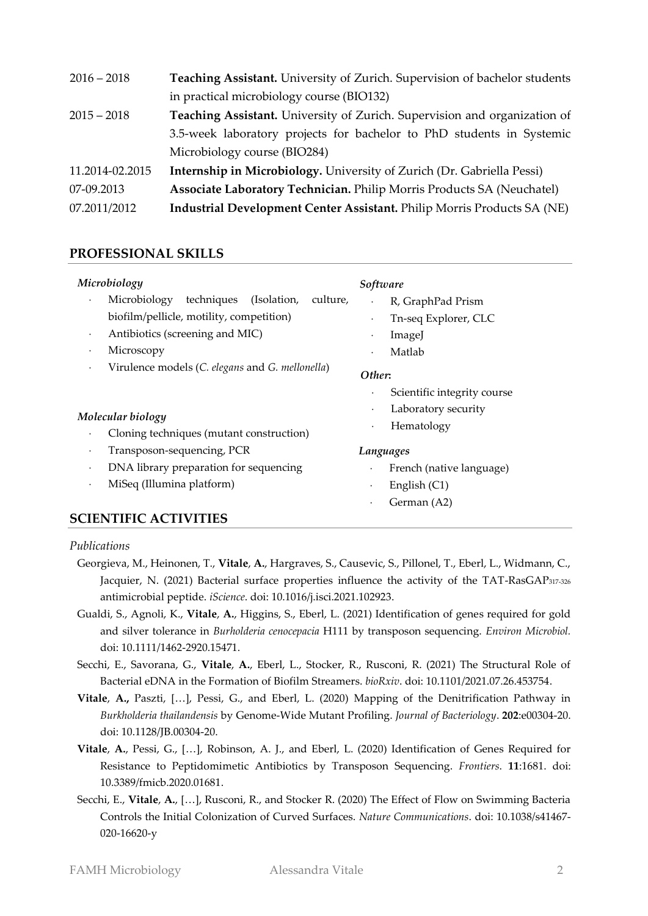| | |
|---|---|
| 2016 – 2018 | **Teaching Assistant.** University of Zurich. Supervision of bachelor students in practical microbiology course (BIO132) |
| 2015 – 2018 | **Teaching Assistant.** University of Zurich. Supervision and organization of 3.5-week laboratory projects for bachelor to PhD students in Systemic Microbiology course (BIO284) |
| 11.2014-02.2015 | **Internship in Microbiology.** University of Zurich (Dr. Gabriella Pessi) |
| 07-09.2013 | **Associate Laboratory Technician.** Philip Morris Products SA (Neuchatel) |
| 07.2011/2012 | **Industrial Development Center Assistant.** Philip Morris Products SA (NE) |

## PROFESSIONAL SKILLS

***Microbiology***

- Microbiology techniques (Isolation, culture, biofilm/pellicle, motility, competition)
- Antibiotics (screening and MIC)
- Microscopy
- Virulence models (*C. elegans* and *G. mellonella*)

***Molecular biology***

- Cloning techniques (mutant construction)
- Transposon-sequencing, PCR
- DNA library preparation for sequencing
- MiSeq (Illumina platform)

***Software***

- R, GraphPad Prism
- Tn-seq Explorer, CLC
- ImageJ
- Matlab

***Other*:**

- Scientific integrity course
- Laboratory security
- Hematology

***Languages***

- French (native language)
- English (C1)
- German (A2)

## SCIENTIFIC ACTIVITIES

*Publications*

Georgieva, M., Heinonen, T., **Vitale**, **A.**, Hargraves, S., Causevic, S., Pillonel, T., Eberl, L., Widmann, C., Jacquier, N. (2021) Bacterial surface properties influence the activity of the TAT-RasGAP$_{317-326}$ antimicrobial peptide. *iScience*. doi: 10.1016/j.isci.2021.102923.

Gualdi, S., Agnoli, K., **Vitale**, **A.**, Higgins, S., Eberl, L. (2021) Identification of genes required for gold and silver tolerance in *Burholderia cenocepacia* H111 by transposon sequencing. *Environ Microbiol.* doi: 10.1111/1462-2920.15471.

Secchi, E., Savorana, G., **Vitale**, **A.**, Eberl, L., Stocker, R., Rusconi, R. (2021) The Structural Role of Bacterial eDNA in the Formation of Biofilm Streamers. *bioRxiv*. doi: 10.1101/2021.07.26.453754.

**Vitale**, **A.,** Paszti, […], Pessi, G., and Eberl, L. (2020) Mapping of the Denitrification Pathway in *Burkholderia thailandensis* by Genome-Wide Mutant Profiling. *Journal of Bacteriology*. **202**:e00304-20. doi: 10.1128/JB.00304-20.

**Vitale**, **A.**, Pessi, G., […], Robinson, A. J., and Eberl, L. (2020) Identification of Genes Required for Resistance to Peptidomimetic Antibiotics by Transposon Sequencing. *Frontiers*. **11**:1681. doi: 10.3389/fmicb.2020.01681.

Secchi, E., **Vitale**, **A.**, […], Rusconi, R., and Stocker R. (2020) The Effect of Flow on Swimming Bacteria Controls the Initial Colonization of Curved Surfaces. *Nature Communications*. doi: 10.1038/s41467-020-16620-y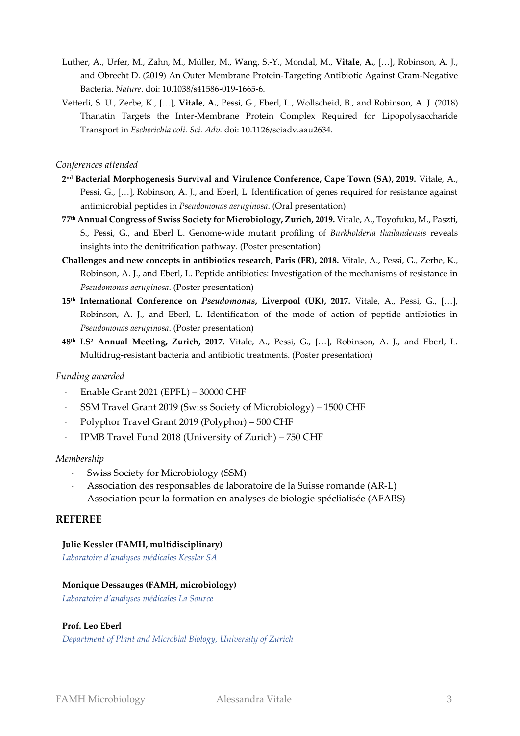Luther, A., Urfer, M., Zahn, M., Müller, M., Wang, S.-Y., Mondal, M., **Vitale**, **A.**, […], Robinson, A. J., and Obrecht D. (2019) An Outer Membrane Protein-Targeting Antibiotic Against Gram-Negative Bacteria. *Nature*. doi: 10.1038/s41586-019-1665-6.

Vetterli, S. U., Zerbe, K., […], **Vitale**, **A.**, Pessi, G., Eberl, L., Wollscheid, B., and Robinson, A. J. (2018) Thanatin Targets the Inter-Membrane Protein Complex Required for Lipopolysaccharide Transport in *Escherichia coli. Sci. Adv.* doi: 10.1126/sciadv.aau2634.

*Conferences attended*

**2nd Bacterial Morphogenesis Survival and Virulence Conference, Cape Town (SA), 2019.** Vitale, A., Pessi, G., […], Robinson, A. J., and Eberl, L. Identification of genes required for resistance against antimicrobial peptides in *Pseudomonas aeruginosa*. (Oral presentation)

**77th Annual Congress of Swiss Society for Microbiology, Zurich, 2019.** Vitale, A., Toyofuku, M., Paszti, S., Pessi, G., and Eberl L. Genome-wide mutant profiling of *Burkholderia thailandensis* reveals insights into the denitrification pathway. (Poster presentation)

**Challenges and new concepts in antibiotics research, Paris (FR), 2018.** Vitale, A., Pessi, G., Zerbe, K., Robinson, A. J., and Eberl, L. Peptide antibiotics: Investigation of the mechanisms of resistance in *Pseudomonas aeruginosa*. (Poster presentation)

**15th International Conference on *Pseudomonas*, Liverpool (UK), 2017.** Vitale, A., Pessi, G., […], Robinson, A. J., and Eberl, L. Identification of the mode of action of peptide antibiotics in *Pseudomonas aeruginosa*. (Poster presentation)

**48th LS2 Annual Meeting, Zurich, 2017.** Vitale, A., Pessi, G., […], Robinson, A. J., and Eberl, L. Multidrug-resistant bacteria and antibiotic treatments. (Poster presentation)

*Funding awarded*

- Enable Grant 2021 (EPFL) – 30000 CHF
- SSM Travel Grant 2019 (Swiss Society of Microbiology) – 1500 CHF
- Polyphor Travel Grant 2019 (Polyphor) – 500 CHF
- IPMB Travel Fund 2018 (University of Zurich) – 750 CHF

*Membership*

- Swiss Society for Microbiology (SSM)
- Association des responsables de laboratoire de la Suisse romande (AR-L)
- Association pour la formation en analyses de biologie spéclialisée (AFABS)

## REFEREE

**Julie Kessler (FAMH, multidisciplinary)**
*Laboratoire d'analyses médicales Kessler SA*

**Monique Dessauges (FAMH, microbiology)**
*Laboratoire d'analyses médicales La Source*

**Prof. Leo Eberl**
*Department of Plant and Microbial Biology, University of Zurich*